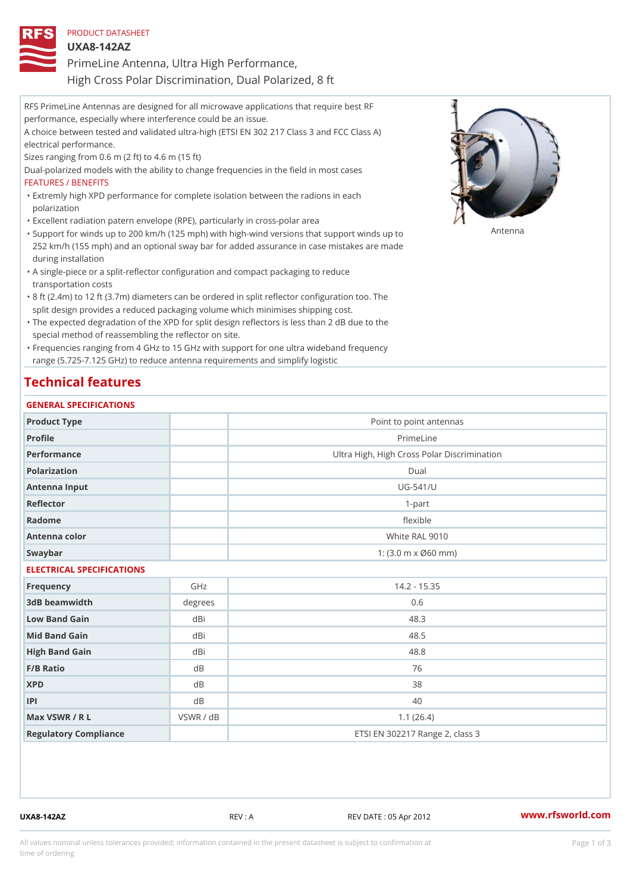PRODUCT DATASHEET

# UXA8-142AZ

## PrimeLine Antenna, Ultra High Performance, High Cross Polar Discrimination, Dual Polarized, 8 ft

RFS PrimeLine Antennas are designed for all microwave applications that require best RF performance, especially where interference could be an issue.
A choice between tested and validated ultra-high (ETSI EN 302 217 Class 3 and FCC Class A) electrical performance.
Sizes ranging from 0.6 m (2 ft) to 4.6 m (15 ft)
Dual-polarized models with the ability to change frequencies in the field in most cases

FEATURES / BENEFITS

- Extremly high XPD performance for complete isolation between the radions in each polarization
- Excellent radiation patern envelope (RPE), particularly in cross-polar area
- Support for winds up to 200 km/h (125 mph) with high-wind versions that support winds up to 252 km/h (155 mph) and an optional sway bar for added assurance in case mistakes are made during installation
- A single-piece or a split-reflector configuration and compact packaging to reduce transportation costs
- 8 ft (2.4m) to 12 ft (3.7m) diameters can be ordered in split reflector configuration too. The split design provides a reduced packaging volume which minimises shipping cost.
- The expected degradation of the XPD for split design reflectors is less than 2 dB due to the special method of reassembling the reflector on site.
- Frequencies ranging from 4 GHz to 15 GHz with support for one ultra wideband frequency range (5.725-7.125 GHz) to reduce antenna requirements and simplify logistic

Antenna

# Technical features

### GENERAL SPECIFICATIONS

| | | |
|---|---|---|
| Product Type | | Point to point antennas |
| Profile | | PrimeLine |
| Performance | | Ultra High, High Cross Polar Discrimination |
| Polarization | | Dual |
| Antenna Input | | UG-541/U |
| Reflector | | 1-part |
| Radome | | flexible |
| Antenna color | | White RAL 9010 |
| Swaybar | | 1: (3.0 m x Ø60 mm) |

### ELECTRICAL SPECIFICATIONS

| | | |
|---|---|---|
| Frequency | GHz | 14.2 - 15.35 |
| 3dB beamwidth | degrees | 0.6 |
| Low Band Gain | dBi | 48.3 |
| Mid Band Gain | dBi | 48.5 |
| High Band Gain | dBi | 48.8 |
| F/B Ratio | dB | 76 |
| XPD | dB | 38 |
| IPI | dB | 40 |
| Max VSWR / R L | VSWR / dB | 1.1 (26.4) |
| Regulatory Compliance | | ETSI EN 302217 Range 2, class 3 |

UXA8-142AZ REV : A REV DATE : 05 Apr 2012 www.rfsworld.com

All values nominal unless tolerances provided; information contained in the present datasheet is subject to confirmation at time of ordering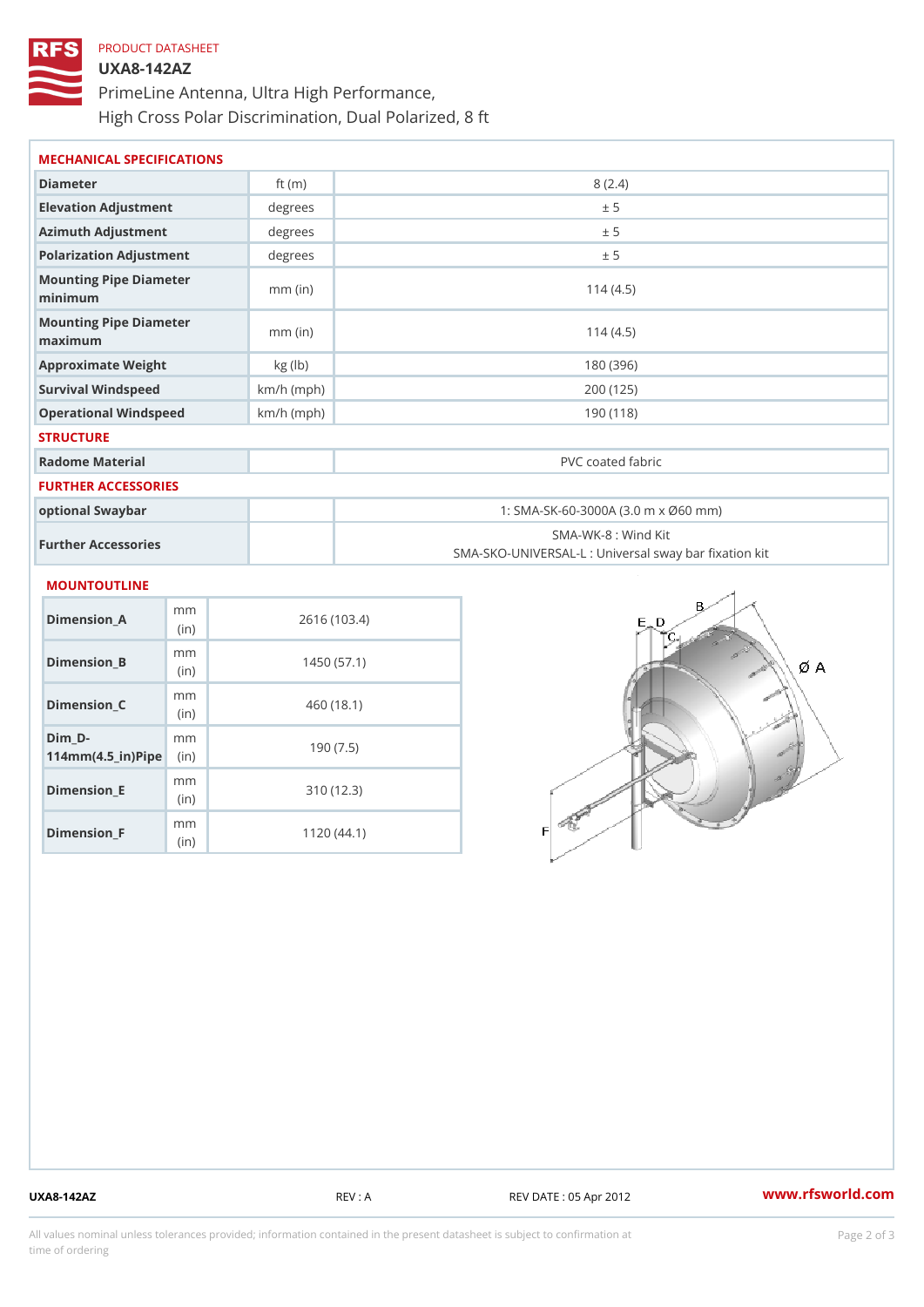PRODUCT DATASHEET

# UXA8-142AZ

PrimeLine Antenna, Ultra High Performance,
High Cross Polar Discrimination, Dual Polarized, 8 ft

## MECHANICAL SPECIFICATIONS

| | | |
|---|---|---|
| Diameter | ft (m) | 8 (2.4) |
| Elevation Adjustment | degrees | ± 5 |
| Azimuth Adjustment | degrees | ± 5 |
| Polarization Adjustment | degrees | ± 5 |
| Mounting Pipe Diameter minimum | mm (in) | 114 (4.5) |
| Mounting Pipe Diameter maximum | mm (in) | 114 (4.5) |
| Approximate Weight | kg (lb) | 180 (396) |
| Survival Windspeed | km/h (mph) | 200 (125) |
| Operational Windspeed | km/h (mph) | 190 (118) |

## STRUCTURE

| | | |
|---|---|---|
| Radome Material | | PVC coated fabric |

## FURTHER ACCESSORIES

| | | |
|---|---|---|
| optional Swaybar | | 1: SMA-SK-60-3000A (3.0 m x Ø60 mm) |
| Further Accessories | | SMA-WK-8 : Wind Kit<br>SMA-SKO-UNIVERSAL-L : Universal sway bar fixation kit |

## MOUNTOUTLINE

| | | |
|---|---|---|
| Dimension_A | mm (in) | 2616 (103.4) |
| Dimension_B | mm (in) | 1450 (57.1) |
| Dimension_C | mm (in) | 460 (18.1) |
| Dim_D-114mm(4.5_in)Pipe | mm (in) | 190 (7.5) |
| Dimension_E | mm (in) | 310 (12.3) |
| Dimension_F | mm (in) | 1120 (44.1) |

UXA8-142AZ REV : A REV DATE : 05 Apr 2012 www.rfsworld.com

All values nominal unless tolerances provided; information contained in the present datasheet is subject to confirmation at time of ordering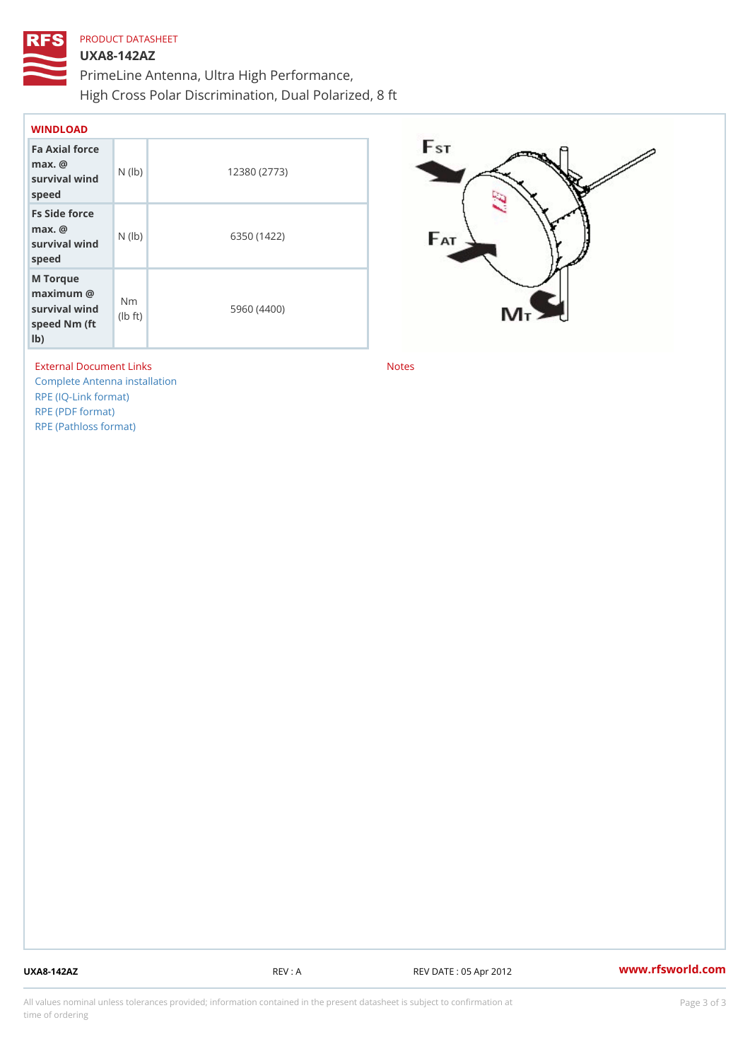PRODUCT DATASHEET

# UXA8-142AZ

PrimeLine Antenna, Ultra High Performance,
High Cross Polar Discrimination, Dual Polarized, 8 ft

## WINDLOAD

| | | |
|---|---|---|
| Fa Axial force max. @ survival wind speed | N (lb) | 12380 (2773) |
| Fs Side force max. @ survival wind speed | N (lb) | 6350 (1422) |
| M Torque maximum @ survival wind speed Nm (ft lb) | Nm (lb ft) | 5960 (4400) |

FST
FAT
MT

### External Document Links

Complete Antenna installation
RPE (IQ-Link format)
RPE (PDF format)
RPE (Pathloss format)

### Notes

UXA8-142AZ REV : A REV DATE : 05 Apr 2012 www.rfsworld.com

All values nominal unless tolerances provided; information contained in the present datasheet is subject to confirmation at time of ordering